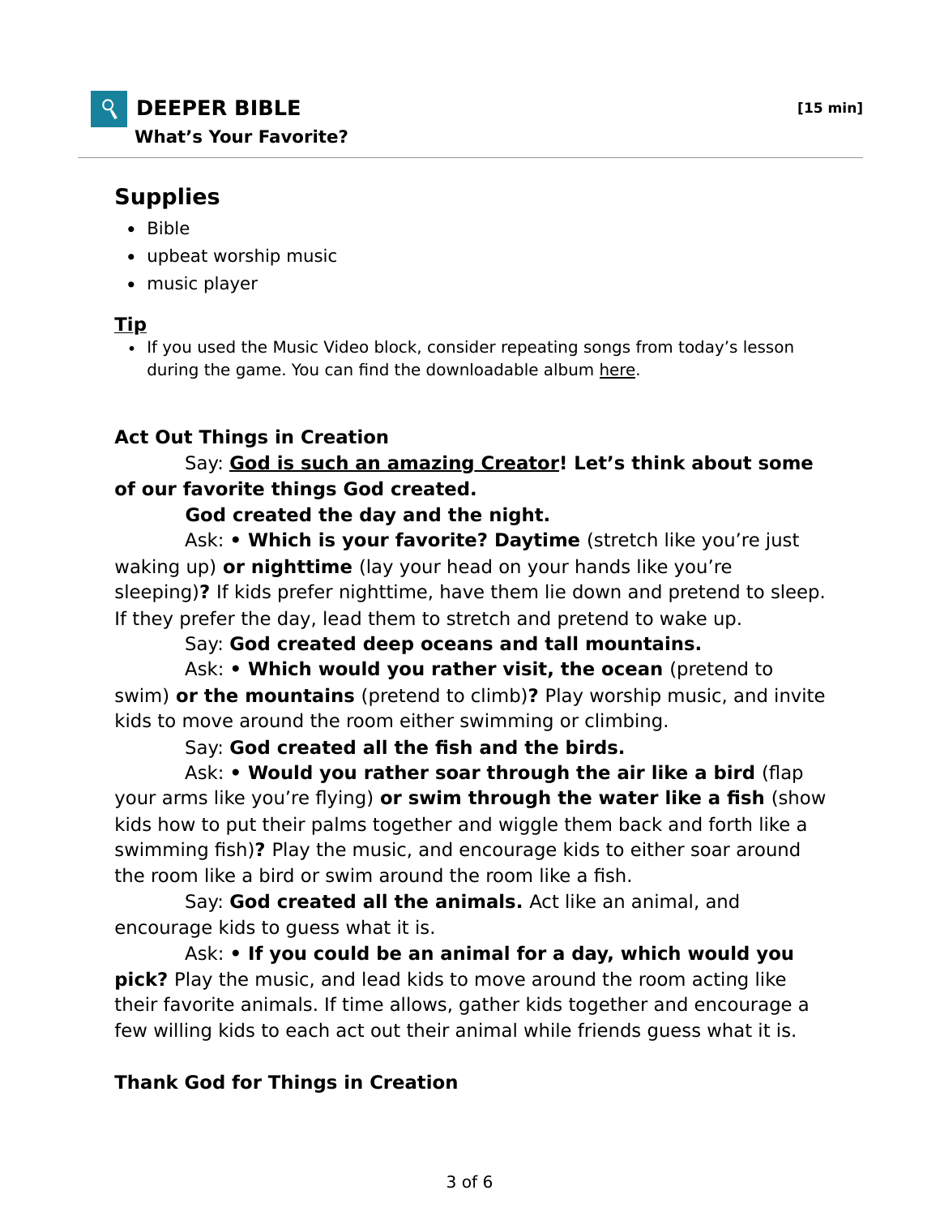# DEEPER BIBLE

**[15 min]**

**What's Your Favorite?**

## Supplies

- Bible
- upbeat worship music
- music player

**Tip**

- If you used the Music Video block, consider repeating songs from today's lesson during the game. You can find the downloadable album here.

### Act Out Things in Creation

Say: **God is such an amazing Creator! Let's think about some of our favorite things God created.**

**God created the day and the night.**

Ask: **• Which is your favorite? Daytime** (stretch like you're just waking up) **or nighttime** (lay your head on your hands like you're sleeping)**?** If kids prefer nighttime, have them lie down and pretend to sleep. If they prefer the day, lead them to stretch and pretend to wake up.

Say: **God created deep oceans and tall mountains.**

Ask: **• Which would you rather visit, the ocean** (pretend to swim) **or the mountains** (pretend to climb)**?** Play worship music, and invite kids to move around the room either swimming or climbing.

Say: **God created all the fish and the birds.**

Ask: **• Would you rather soar through the air like a bird** (flap your arms like you're flying) **or swim through the water like a fish** (show kids how to put their palms together and wiggle them back and forth like a swimming fish)**?** Play the music, and encourage kids to either soar around the room like a bird or swim around the room like a fish.

Say: **God created all the animals.** Act like an animal, and encourage kids to guess what it is.

Ask: **• If you could be an animal for a day, which would you pick?** Play the music, and lead kids to move around the room acting like their favorite animals. If time allows, gather kids together and encourage a few willing kids to each act out their animal while friends guess what it is.

### Thank God for Things in Creation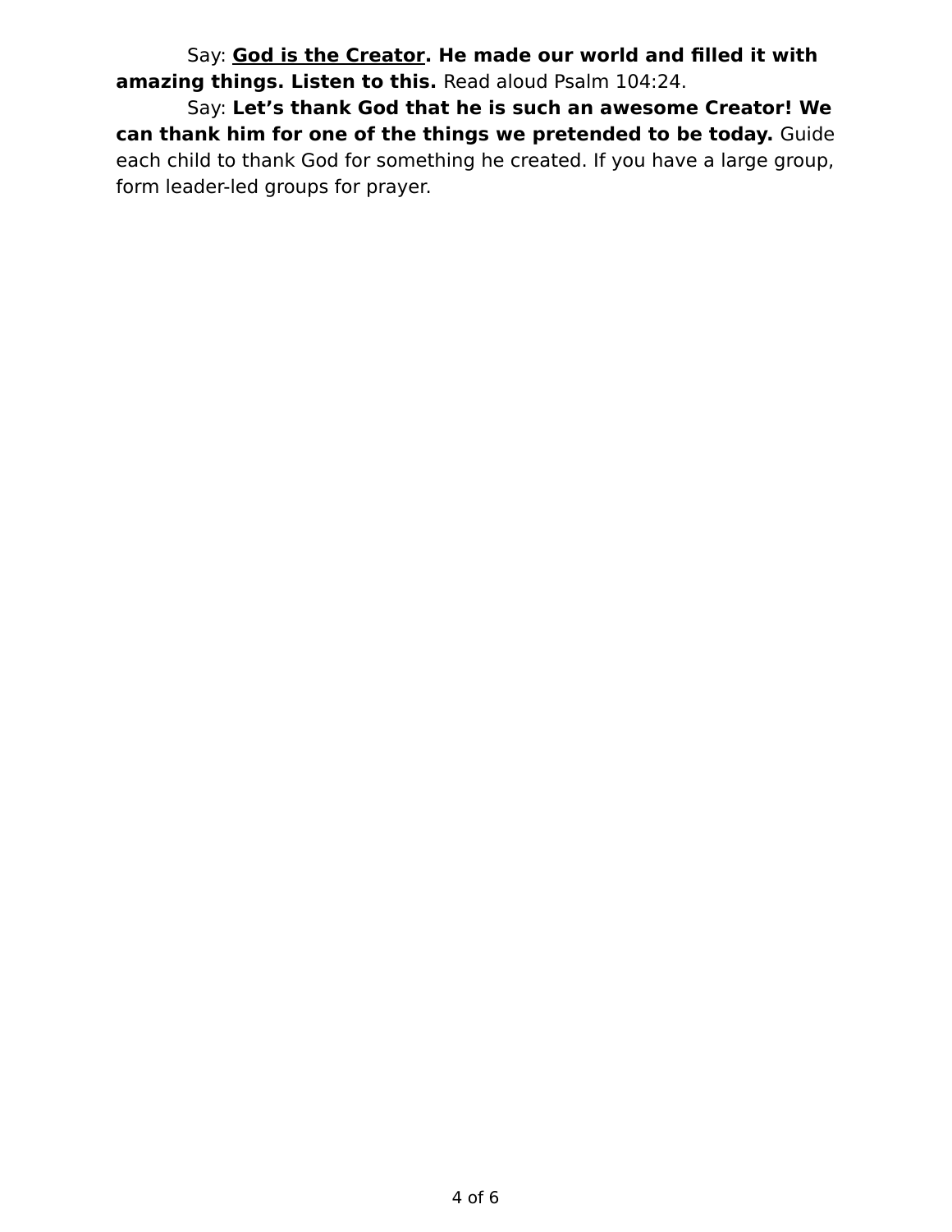Say: <u>**God is the Creator**</u>**. He made our world and filled it with amazing things. Listen to this.** Read aloud Psalm 104:24.

Say: **Let's thank God that he is such an awesome Creator! We can thank him for one of the things we pretended to be today.** Guide each child to thank God for something he created. If you have a large group, form leader-led groups for prayer.